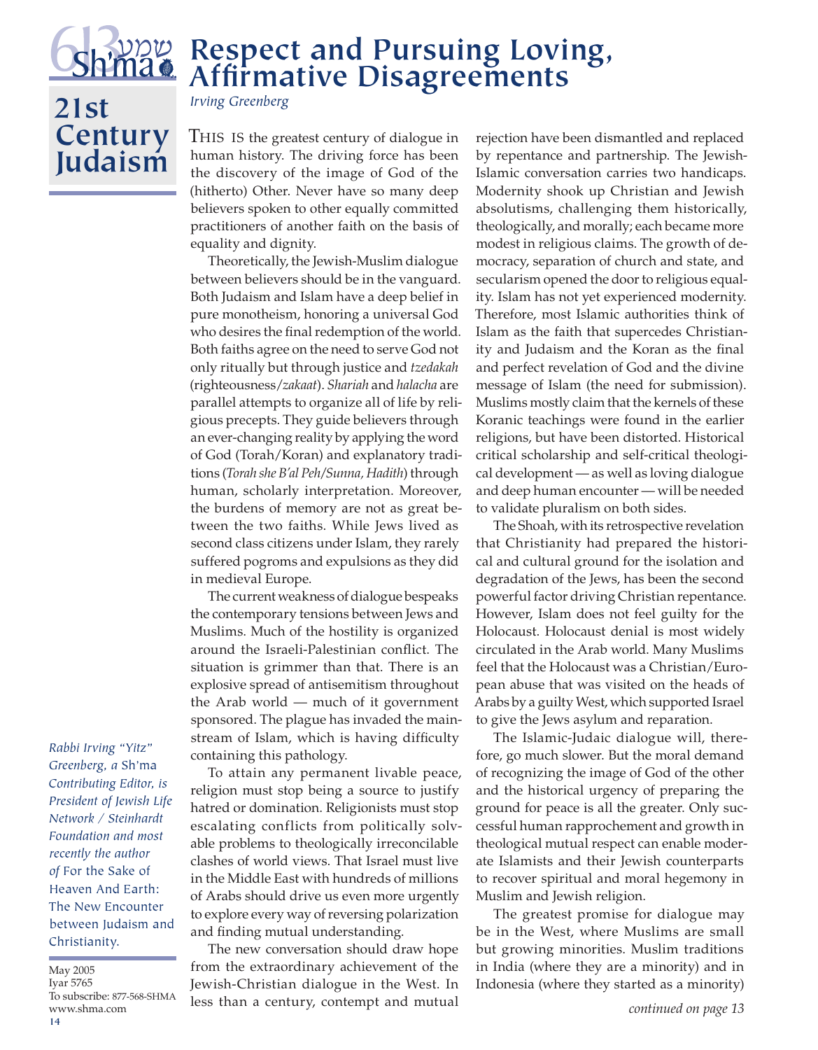# Respect and Pursuing Loving, Affirmative Disagreements

*Irving Greenberg*

THIS IS the greatest century of dialogue in human history. The driving force has been the discovery of the image of God of the (hitherto) Other. Never have so many deep believers spoken to other equally committed practitioners of another faith on the basis of equality and dignity.

Theoretically, the Jewish-Muslim dialogue between believers should be in the vanguard. Both Judaism and Islam have a deep belief in pure monotheism, honoring a universal God who desires the final redemption of the world. Both faiths agree on the need to serve God not only ritually but through justice and *tzedakah* (righteousness/*zakaat*). *Shariah* and *halacha* are parallel attempts to organize all of life by religious precepts. They guide believers through an ever-changing reality by applying the word of God (Torah/Koran) and explanatory traditions (*Torah she B'al Peh/Sunna, Hadith*) through human, scholarly interpretation. Moreover, the burdens of memory are not as great between the two faiths. While Jews lived as second class citizens under Islam, they rarely suffered pogroms and expulsions as they did in medieval Europe.

The current weakness of dialogue bespeaks the contemporary tensions between Jews and Muslims. Much of the hostility is organized around the Israeli-Palestinian conflict. The situation is grimmer than that. There is an explosive spread of antisemitism throughout the Arab world — much of it government sponsored. The plague has invaded the mainstream of Islam, which is having difficulty containing this pathology.

To attain any permanent livable peace, religion must stop being a source to justify hatred or domination. Religionists must stop escalating conflicts from politically solvable problems to theologically irreconcilable clashes of world views. That Israel must live in the Middle East with hundreds of millions of Arabs should drive us even more urgently to explore every way of reversing polarization and finding mutual understanding.

The new conversation should draw hope from the extraordinary achievement of the Jewish-Christian dialogue in the West. In less than a century, contempt and mutual rejection have been dismantled and replaced by repentance and partnership. The Jewish-Islamic conversation carries two handicaps. Modernity shook up Christian and Jewish absolutisms, challenging them historically, theologically, and morally; each became more modest in religious claims. The growth of democracy, separation of church and state, and secularism opened the door to religious equality. Islam has not yet experienced modernity. Therefore, most Islamic authorities think of Islam as the faith that supercedes Christianity and Judaism and the Koran as the final and perfect revelation of God and the divine message of Islam (the need for submission). Muslims mostly claim that the kernels of these Koranic teachings were found in the earlier religions, but have been distorted. Historical critical scholarship and self-critical theological development — as well as loving dialogue and deep human encounter — will be needed to validate pluralism on both sides.

The Shoah, with its retrospective revelation that Christianity had prepared the historical and cultural ground for the isolation and degradation of the Jews, has been the second powerful factor driving Christian repentance. However, Islam does not feel guilty for the Holocaust. Holocaust denial is most widely circulated in the Arab world. Many Muslims feel that the Holocaust was a Christian/European abuse that was visited on the heads of Arabs by a guilty West, which supported Israel to give the Jews asylum and reparation.

The Islamic-Judaic dialogue will, therefore, go much slower. But the moral demand of recognizing the image of God of the other and the historical urgency of preparing the ground for peace is all the greater. Only successful human rapprochement and growth in theological mutual respect can enable moderate Islamists and their Jewish counterparts to recover spiritual and moral hegemony in Muslim and Jewish religion.

The greatest promise for dialogue may be in the West, where Muslims are small but growing minorities. Muslim traditions in India (where they are a minority) and in Indonesia (where they started as a minority)

*continued on page 13*

*Rabbi Irving "Yitz" Greenberg, a* Sh'ma *Contributing Editor, is President of Jewish Life Network / Steinhardt Foundation and most recently the author of* For the Sake of Heaven And Earth: The New Encounter between Judaism and Christianity.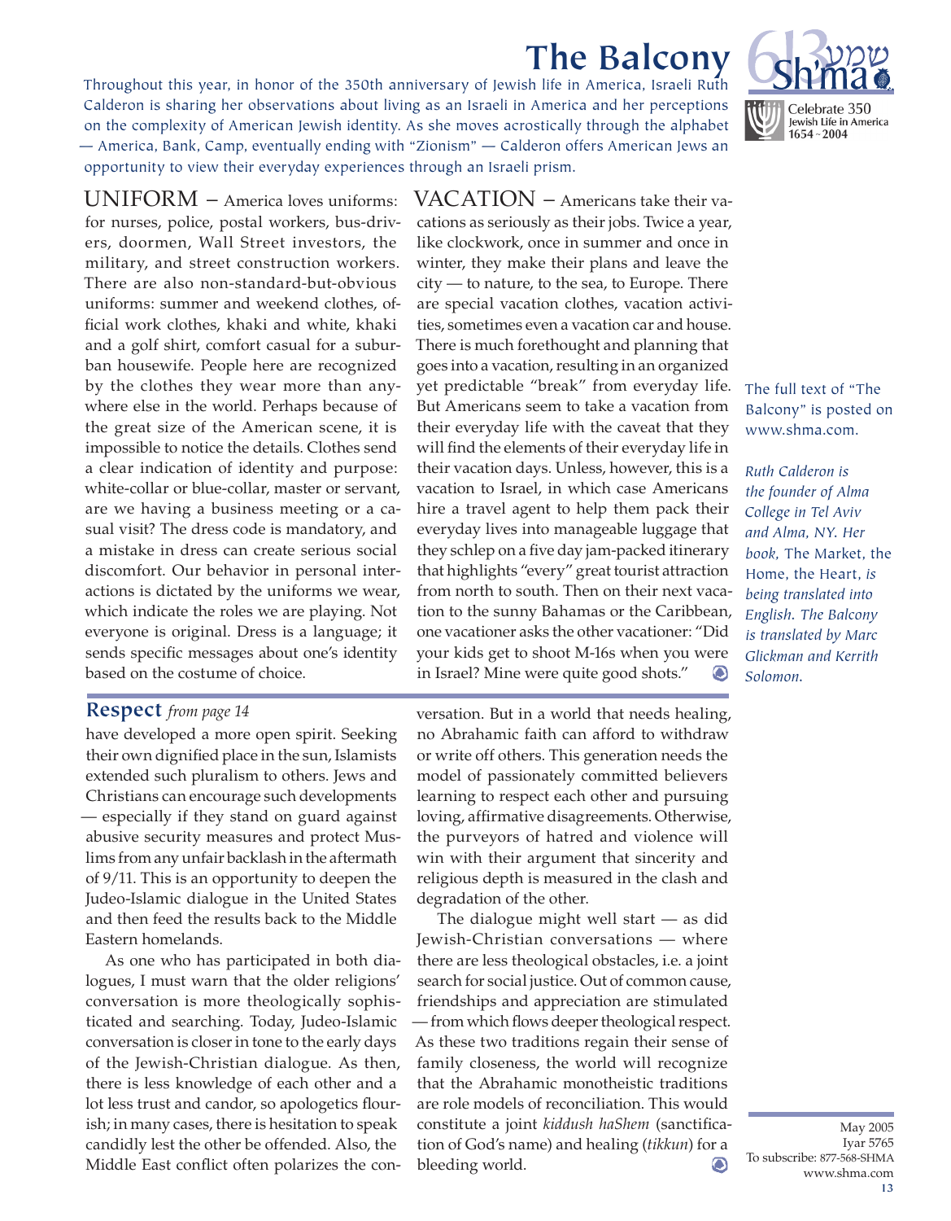# The Balcony

Throughout this year, in honor of the 350th anniversary of Jewish life in America, Israeli Ruth Calderon is sharing her observations about living as an Israeli in America and her perceptions on the complexity of American Jewish identity. As she moves acrostically through the alphabet — America, Bank, Camp, eventually ending with "Zionism" — Calderon offers American Jews an opportunity to view their everyday experiences through an Israeli prism.

Celebrate 350 Jewish Life in America 1654 ~ 2004

UNIFORM – America loves uniforms: for nurses, police, postal workers, bus-drivers, doormen, Wall Street investors, the military, and street construction workers. There are also non-standard-but-obvious uniforms: summer and weekend clothes, official work clothes, khaki and white, khaki and a golf shirt, comfort casual for a suburban housewife. People here are recognized by the clothes they wear more than anywhere else in the world. Perhaps because of the great size of the American scene, it is impossible to notice the details. Clothes send a clear indication of identity and purpose: white-collar or blue-collar, master or servant, are we having a business meeting or a casual visit? The dress code is mandatory, and a mistake in dress can create serious social discomfort. Our behavior in personal interactions is dictated by the uniforms we wear, which indicate the roles we are playing. Not everyone is original. Dress is a language; it sends specific messages about one's identity based on the costume of choice.

VACATION – Americans take their vacations as seriously as their jobs. Twice a year, like clockwork, once in summer and once in winter, they make their plans and leave the city — to nature, to the sea, to Europe. There are special vacation clothes, vacation activities, sometimes even a vacation car and house. There is much forethought and planning that goes into a vacation, resulting in an organized yet predictable "break" from everyday life. But Americans seem to take a vacation from their everyday life with the caveat that they will find the elements of their everyday life in their vacation days. Unless, however, this is a vacation to Israel, in which case Americans hire a travel agent to help them pack their everyday lives into manageable luggage that they schlep on a five day jam-packed itinerary that highlights "every" great tourist attraction from north to south. Then on their next vacation to the sunny Bahamas or the Caribbean, one vacationer asks the other vacationer: "Did your kids get to shoot M-16s when you were in Israel? Mine were quite good shots."

The full text of "The Balcony" is posted on www.shma.com.

*Ruth Calderon is the founder of Alma College in Tel Aviv and Alma, NY. Her book,* The Market, the Home, the Heart, *is being translated into English. The Balcony is translated by Marc Glickman and Kerrith Solomon.*

## Respect *from page 14*

have developed a more open spirit. Seeking their own dignified place in the sun, Islamists extended such pluralism to others. Jews and Christians can encourage such developments — especially if they stand on guard against abusive security measures and protect Muslims from any unfair backlash in the aftermath of 9/11. This is an opportunity to deepen the Judeo-Islamic dialogue in the United States and then feed the results back to the Middle Eastern homelands.

As one who has participated in both dialogues, I must warn that the older religions' conversation is more theologically sophisticated and searching. Today, Judeo-Islamic conversation is closer in tone to the early days of the Jewish-Christian dialogue. As then, there is less knowledge of each other and a lot less trust and candor, so apologetics flourish; in many cases, there is hesitation to speak candidly lest the other be offended. Also, the Middle East conflict often polarizes the conversation. But in a world that needs healing, no Abrahamic faith can afford to withdraw or write off others. This generation needs the model of passionately committed believers learning to respect each other and pursuing loving, affirmative disagreements. Otherwise, the purveyors of hatred and violence will win with their argument that sincerity and religious depth is measured in the clash and degradation of the other.

The dialogue might well start — as did Jewish-Christian conversations — where there are less theological obstacles, i.e. a joint search for social justice. Out of common cause, friendships and appreciation are stimulated — from which flows deeper theological respect. As these two traditions regain their sense of family closeness, the world will recognize that the Abrahamic monotheistic traditions are role models of reconciliation. This would constitute a joint *kiddush haShem* (sanctification of God's name) and healing (*tikkun*) for a bleeding world.

May 2005
Iyar 5765
To subscribe: 877-568-SHMA
www.shma.com